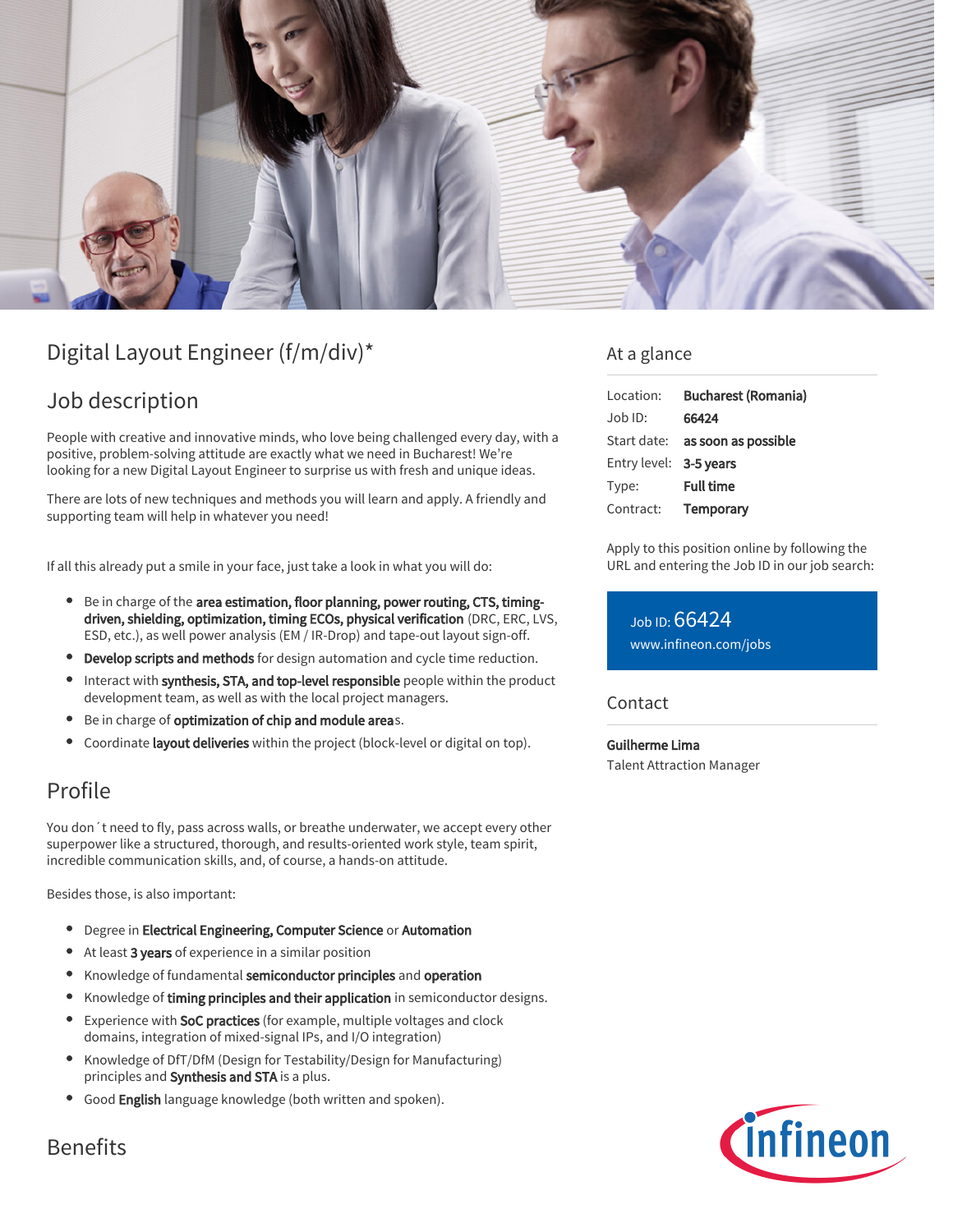# Digital Layout Engineer (f/m/div)*

## Job description

People with creative and innovative minds, who love being challenged every day, with a positive, problem-solving attitude are exactly what we need in Bucharest! We're looking for a new Digital Layout Engineer to surprise us with fresh and unique ideas.

There are lots of new techniques and methods you will learn and apply. A friendly and supporting team will help in whatever you need!

If all this already put a smile in your face, just take a look in what you will do:

- Be in charge of the **area estimation, floor planning, power routing, CTS, timing-driven, shielding, optimization, timing ECOs, physical verification** (DRC, ERC, LVS, ESD, etc.), as well power analysis (EM / IR-Drop) and tape-out layout sign-off.
- **Develop scripts and methods** for design automation and cycle time reduction.
- Interact with **synthesis, STA, and top-level responsible** people within the product development team, as well as with the local project managers.
- Be in charge of **optimization of chip and module area**s.
- Coordinate **layout deliveries** within the project (block-level or digital on top).

## Profile

You don´t need to fly, pass across walls, or breathe underwater, we accept every other superpower like a structured, thorough, and results-oriented work style, team spirit, incredible communication skills, and, of course, a hands-on attitude.

Besides those, is also important:

- Degree in **Electrical Engineering, Computer Science** or **Automation**
- At least **3 years** of experience in a similar position
- Knowledge of fundamental **semiconductor principles** and **operation**
- Knowledge of **timing principles and their application** in semiconductor designs.
- Experience with **SoC practices** (for example, multiple voltages and clock domains, integration of mixed-signal IPs, and I/O integration)
- Knowledge of DfT/DfM (Design for Testability/Design for Manufacturing) principles and **Synthesis and STA** is a plus.
- Good **English** language knowledge (both written and spoken).

## Benefits

## At a glance

| | |
|---|---|
| Location: | **Bucharest (Romania)** |
| Job ID: | **66424** |
| Start date: | **as soon as possible** |
| Entry level: | **3-5 years** |
| Type: | **Full time** |
| Contract: | **Temporary** |

Apply to this position online by following the URL and entering the Job ID in our job search:

Job ID: 66424
www.infineon.com/jobs

## Contact

**Guilherme Lima**
Talent Attraction Manager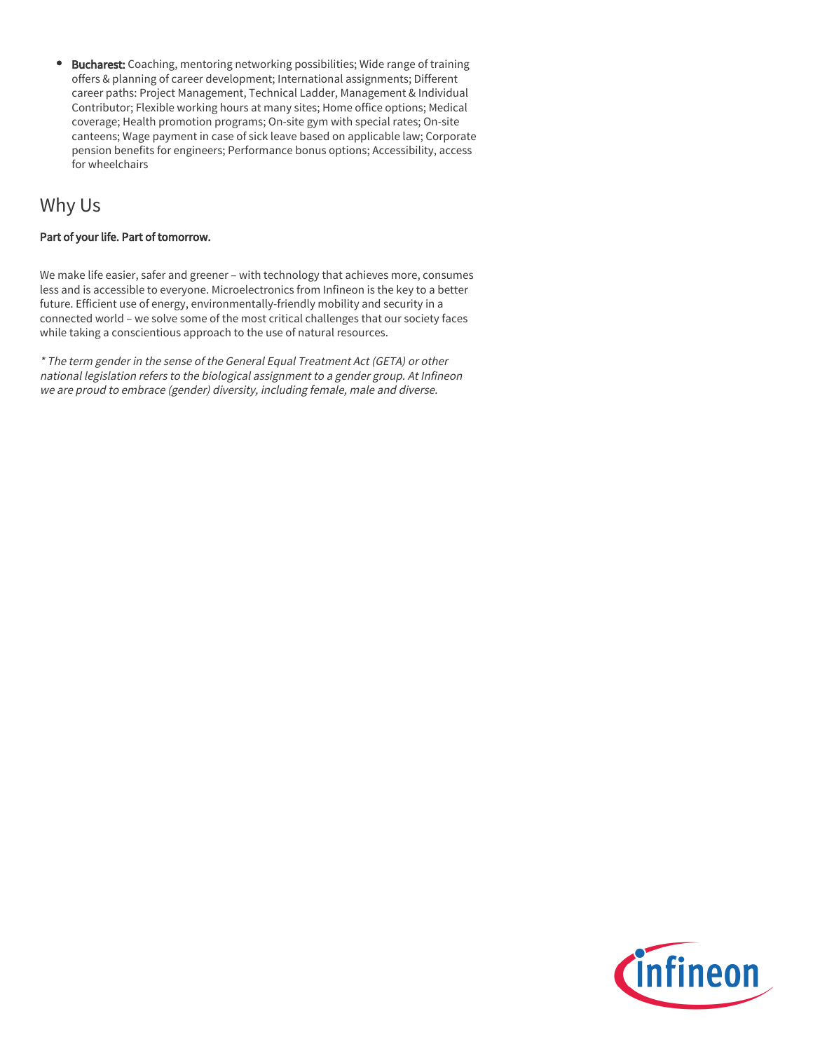- **Bucharest:** Coaching, mentoring networking possibilities; Wide range of training offers & planning of career development; International assignments; Different career paths: Project Management, Technical Ladder, Management & Individual Contributor; Flexible working hours at many sites; Home office options; Medical coverage; Health promotion programs; On-site gym with special rates; On-site canteens; Wage payment in case of sick leave based on applicable law; Corporate pension benefits for engineers; Performance bonus options; Accessibility, access for wheelchairs

## Why Us

**Part of your life. Part of tomorrow.**

We make life easier, safer and greener – with technology that achieves more, consumes less and is accessible to everyone. Microelectronics from Infineon is the key to a better future. Efficient use of energy, environmentally-friendly mobility and security in a connected world – we solve some of the most critical challenges that our society faces while taking a conscientious approach to the use of natural resources.

*\* The term gender in the sense of the General Equal Treatment Act (GETA) or other national legislation refers to the biological assignment to a gender group. At Infineon we are proud to embrace (gender) diversity, including female, male and diverse.*